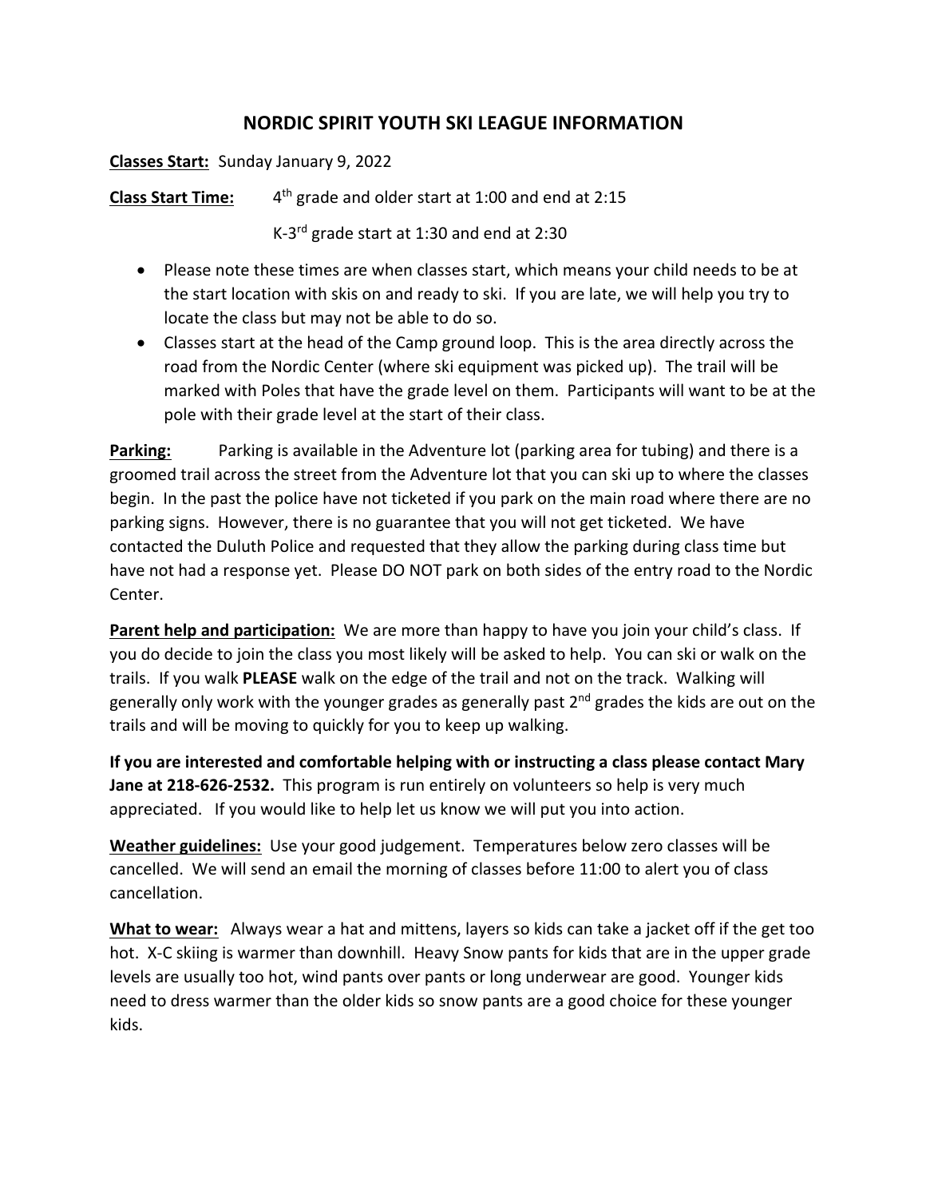# NORDIC SPIRIT YOUTH SKI LEAGUE INFORMATION

**Classes Start:** Sunday January 9, 2022

**Class Start Time:** 4th grade and older start at 1:00 and end at 2:15

K-3rd grade start at 1:30 and end at 2:30

- Please note these times are when classes start, which means your child needs to be at the start location with skis on and ready to ski. If you are late, we will help you try to locate the class but may not be able to do so.
- Classes start at the head of the Camp ground loop. This is the area directly across the road from the Nordic Center (where ski equipment was picked up). The trail will be marked with Poles that have the grade level on them. Participants will want to be at the pole with their grade level at the start of their class.

**Parking:** Parking is available in the Adventure lot (parking area for tubing) and there is a groomed trail across the street from the Adventure lot that you can ski up to where the classes begin. In the past the police have not ticketed if you park on the main road where there are no parking signs. However, there is no guarantee that you will not get ticketed. We have contacted the Duluth Police and requested that they allow the parking during class time but have not had a response yet. Please DO NOT park on both sides of the entry road to the Nordic Center.

**Parent help and participation:** We are more than happy to have you join your child's class. If you do decide to join the class you most likely will be asked to help. You can ski or walk on the trails. If you walk **PLEASE** walk on the edge of the trail and not on the track. Walking will generally only work with the younger grades as generally past 2nd grades the kids are out on the trails and will be moving to quickly for you to keep up walking.

**If you are interested and comfortable helping with or instructing a class please contact Mary Jane at 218-626-2532.** This program is run entirely on volunteers so help is very much appreciated. If you would like to help let us know we will put you into action.

**Weather guidelines:** Use your good judgement. Temperatures below zero classes will be cancelled. We will send an email the morning of classes before 11:00 to alert you of class cancellation.

**What to wear:** Always wear a hat and mittens, layers so kids can take a jacket off if the get too hot. X-C skiing is warmer than downhill. Heavy Snow pants for kids that are in the upper grade levels are usually too hot, wind pants over pants or long underwear are good. Younger kids need to dress warmer than the older kids so snow pants are a good choice for these younger kids.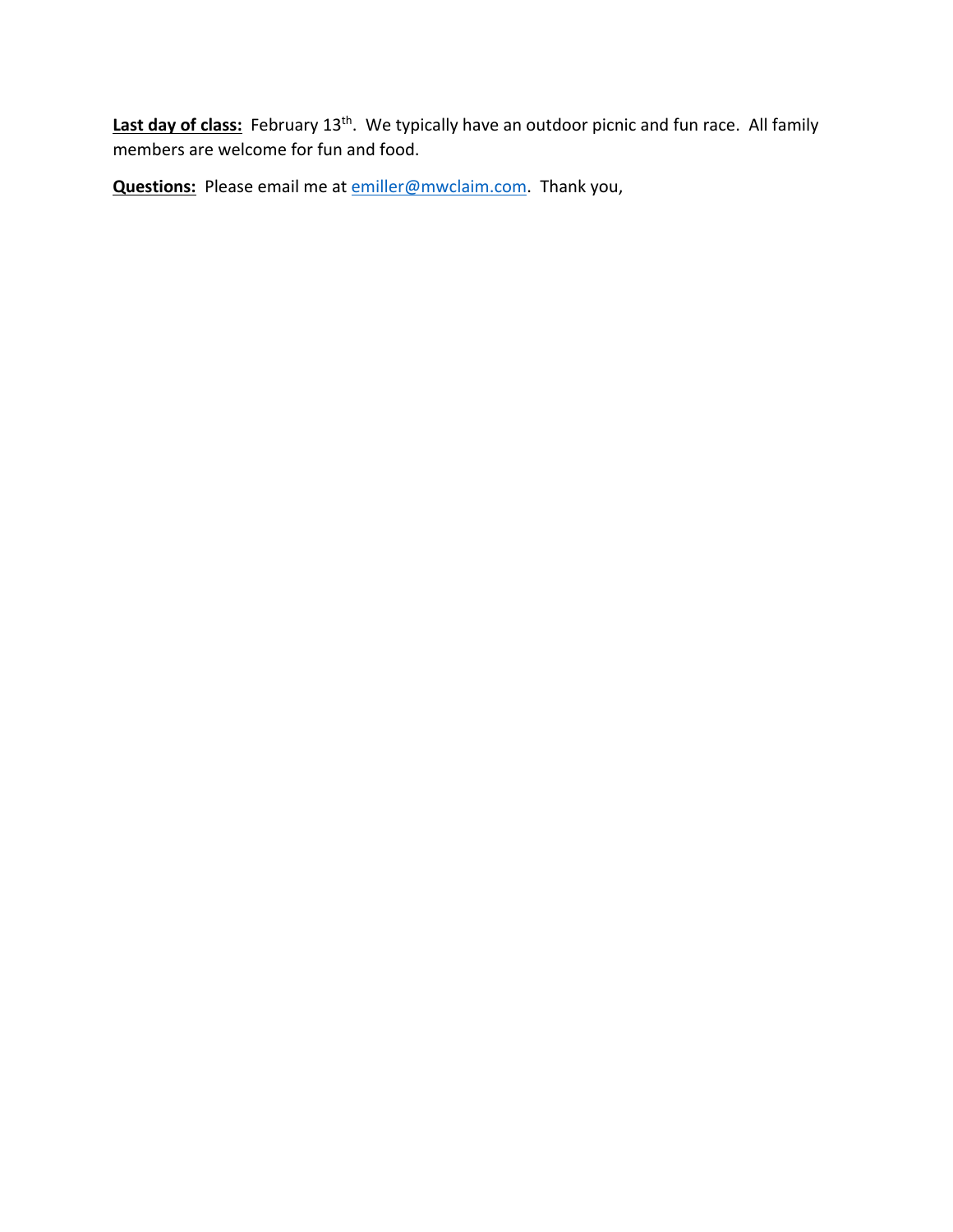**Last day of class:** February 13th. We typically have an outdoor picnic and fun race. All family members are welcome for fun and food.

**Questions:** Please email me at emiller@mwclaim.com. Thank you,